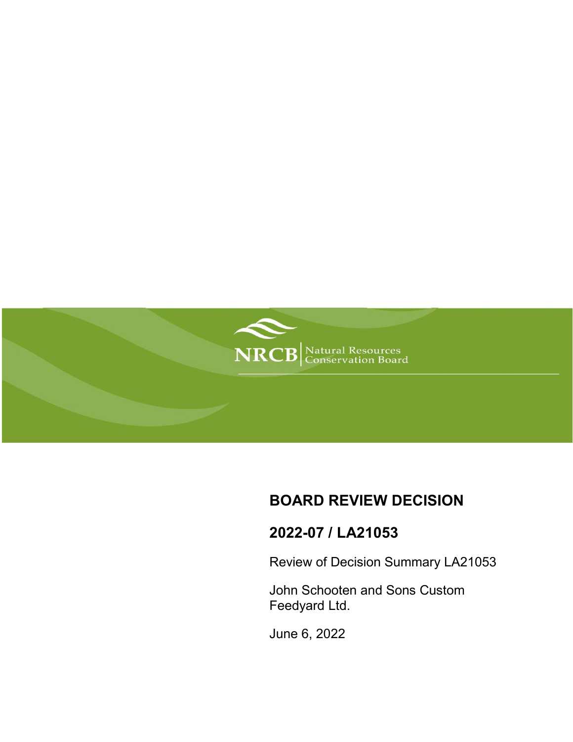NRCB | Natural Resources Conservation Board

# BOARD REVIEW DECISION

## 2022-07 / LA21053

Review of Decision Summary LA21053

John Schooten and Sons Custom Feedyard Ltd.

June 6, 2022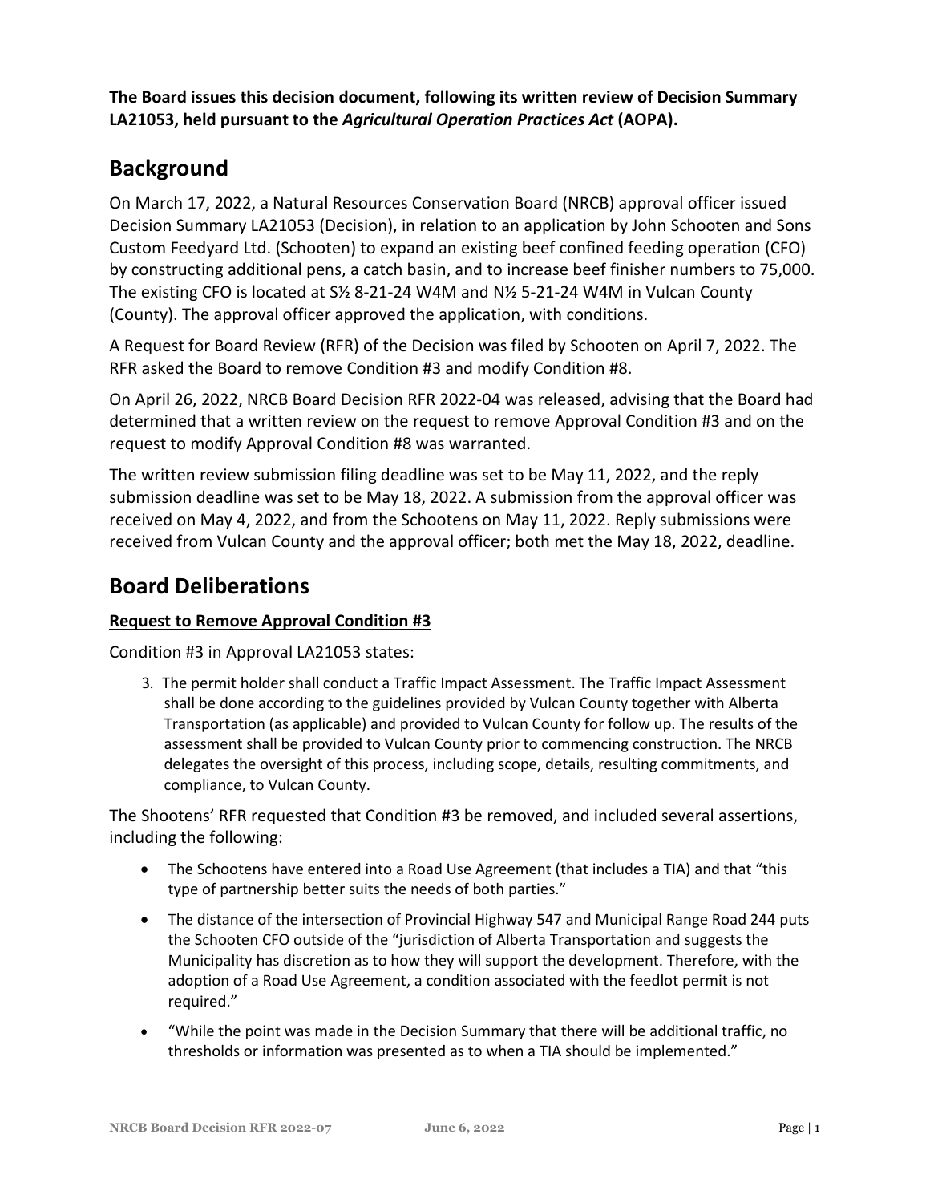**The Board issues this decision document, following its written review of Decision Summary LA21053, held pursuant to the *Agricultural Operation Practices Act* (AOPA).**

## Background

On March 17, 2022, a Natural Resources Conservation Board (NRCB) approval officer issued Decision Summary LA21053 (Decision), in relation to an application by John Schooten and Sons Custom Feedyard Ltd. (Schooten) to expand an existing beef confined feeding operation (CFO) by constructing additional pens, a catch basin, and to increase beef finisher numbers to 75,000. The existing CFO is located at S½ 8-21-24 W4M and N½ 5-21-24 W4M in Vulcan County (County). The approval officer approved the application, with conditions.

A Request for Board Review (RFR) of the Decision was filed by Schooten on April 7, 2022. The RFR asked the Board to remove Condition #3 and modify Condition #8.

On April 26, 2022, NRCB Board Decision RFR 2022-04 was released, advising that the Board had determined that a written review on the request to remove Approval Condition #3 and on the request to modify Approval Condition #8 was warranted.

The written review submission filing deadline was set to be May 11, 2022, and the reply submission deadline was set to be May 18, 2022. A submission from the approval officer was received on May 4, 2022, and from the Schootens on May 11, 2022. Reply submissions were received from Vulcan County and the approval officer; both met the May 18, 2022, deadline.

## Board Deliberations

**Request to Remove Approval Condition #3**

Condition #3 in Approval LA21053 states:

> 3. The permit holder shall conduct a Traffic Impact Assessment. The Traffic Impact Assessment shall be done according to the guidelines provided by Vulcan County together with Alberta Transportation (as applicable) and provided to Vulcan County for follow up. The results of the assessment shall be provided to Vulcan County prior to commencing construction. The NRCB delegates the oversight of this process, including scope, details, resulting commitments, and compliance, to Vulcan County.

The Shootens' RFR requested that Condition #3 be removed, and included several assertions, including the following:

- The Schootens have entered into a Road Use Agreement (that includes a TIA) and that "this type of partnership better suits the needs of both parties."
- The distance of the intersection of Provincial Highway 547 and Municipal Range Road 244 puts the Schooten CFO outside of the "jurisdiction of Alberta Transportation and suggests the Municipality has discretion as to how they will support the development. Therefore, with the adoption of a Road Use Agreement, a condition associated with the feedlot permit is not required."
- "While the point was made in the Decision Summary that there will be additional traffic, no thresholds or information was presented as to when a TIA should be implemented."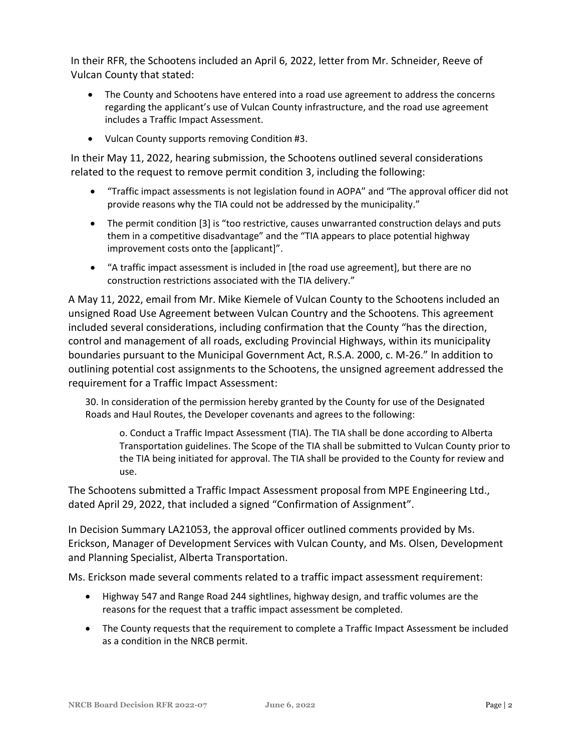In their RFR, the Schootens included an April 6, 2022, letter from Mr. Schneider, Reeve of Vulcan County that stated:

- The County and Schootens have entered into a road use agreement to address the concerns regarding the applicant's use of Vulcan County infrastructure, and the road use agreement includes a Traffic Impact Assessment.
- Vulcan County supports removing Condition #3.

In their May 11, 2022, hearing submission, the Schootens outlined several considerations related to the request to remove permit condition 3, including the following:

- "Traffic impact assessments is not legislation found in AOPA" and "The approval officer did not provide reasons why the TIA could not be addressed by the municipality."
- The permit condition [3] is "too restrictive, causes unwarranted construction delays and puts them in a competitive disadvantage" and the "TIA appears to place potential highway improvement costs onto the [applicant]".
- "A traffic impact assessment is included in [the road use agreement], but there are no construction restrictions associated with the TIA delivery."

A May 11, 2022, email from Mr. Mike Kiemele of Vulcan County to the Schootens included an unsigned Road Use Agreement between Vulcan Country and the Schootens. This agreement included several considerations, including confirmation that the County "has the direction, control and management of all roads, excluding Provincial Highways, within its municipality boundaries pursuant to the Municipal Government Act, R.S.A. 2000, c. M-26." In addition to outlining potential cost assignments to the Schootens, the unsigned agreement addressed the requirement for a Traffic Impact Assessment:

> 30. In consideration of the permission hereby granted by the County for use of the Designated Roads and Haul Routes, the Developer covenants and agrees to the following:
>
> > o. Conduct a Traffic Impact Assessment (TIA). The TIA shall be done according to Alberta Transportation guidelines. The Scope of the TIA shall be submitted to Vulcan County prior to the TIA being initiated for approval. The TIA shall be provided to the County for review and use.

The Schootens submitted a Traffic Impact Assessment proposal from MPE Engineering Ltd., dated April 29, 2022, that included a signed "Confirmation of Assignment".

In Decision Summary LA21053, the approval officer outlined comments provided by Ms. Erickson, Manager of Development Services with Vulcan County, and Ms. Olsen, Development and Planning Specialist, Alberta Transportation.

Ms. Erickson made several comments related to a traffic impact assessment requirement:

- Highway 547 and Range Road 244 sightlines, highway design, and traffic volumes are the reasons for the request that a traffic impact assessment be completed.
- The County requests that the requirement to complete a Traffic Impact Assessment be included as a condition in the NRCB permit.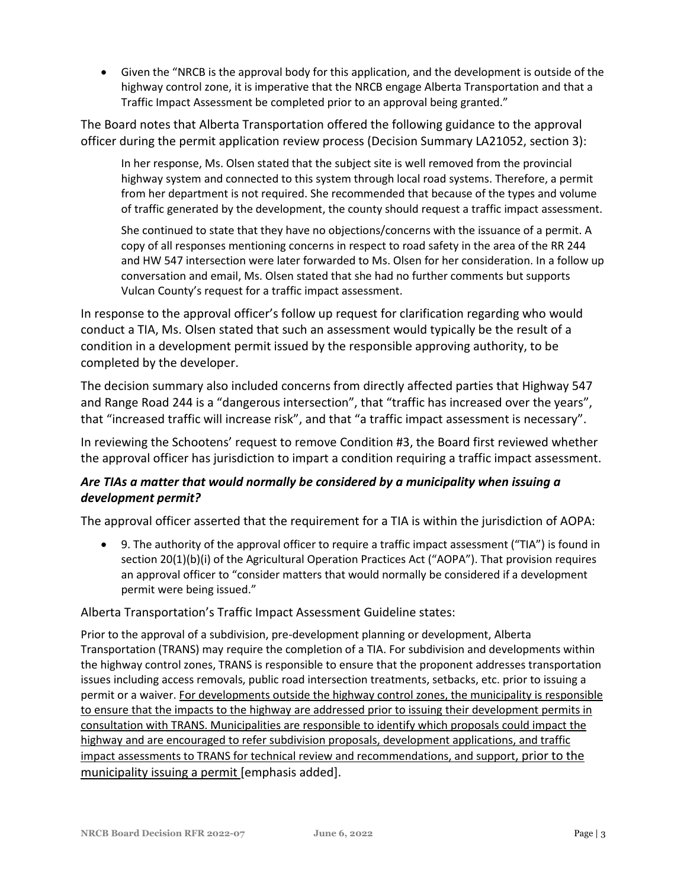- Given the "NRCB is the approval body for this application, and the development is outside of the highway control zone, it is imperative that the NRCB engage Alberta Transportation and that a Traffic Impact Assessment be completed prior to an approval being granted."

The Board notes that Alberta Transportation offered the following guidance to the approval officer during the permit application review process (Decision Summary LA21052, section 3):

> In her response, Ms. Olsen stated that the subject site is well removed from the provincial highway system and connected to this system through local road systems. Therefore, a permit from her department is not required. She recommended that because of the types and volume of traffic generated by the development, the county should request a traffic impact assessment.
>
> She continued to state that they have no objections/concerns with the issuance of a permit. A copy of all responses mentioning concerns in respect to road safety in the area of the RR 244 and HW 547 intersection were later forwarded to Ms. Olsen for her consideration. In a follow up conversation and email, Ms. Olsen stated that she had no further comments but supports Vulcan County's request for a traffic impact assessment.

In response to the approval officer's follow up request for clarification regarding who would conduct a TIA, Ms. Olsen stated that such an assessment would typically be the result of a condition in a development permit issued by the responsible approving authority, to be completed by the developer.

The decision summary also included concerns from directly affected parties that Highway 547 and Range Road 244 is a "dangerous intersection", that "traffic has increased over the years", that "increased traffic will increase risk", and that "a traffic impact assessment is necessary".

In reviewing the Schootens' request to remove Condition #3, the Board first reviewed whether the approval officer has jurisdiction to impart a condition requiring a traffic impact assessment.

### *Are TIAs a matter that would normally be considered by a municipality when issuing a development permit?*

The approval officer asserted that the requirement for a TIA is within the jurisdiction of AOPA:

- 9. The authority of the approval officer to require a traffic impact assessment ("TIA") is found in section 20(1)(b)(i) of the Agricultural Operation Practices Act ("AOPA"). That provision requires an approval officer to "consider matters that would normally be considered if a development permit were being issued."

Alberta Transportation's Traffic Impact Assessment Guideline states:

> Prior to the approval of a subdivision, pre-development planning or development, Alberta Transportation (TRANS) may require the completion of a TIA. For subdivision and developments within the highway control zones, TRANS is responsible to ensure that the proponent addresses transportation issues including access removals, public road intersection treatments, setbacks, etc. prior to issuing a permit or a waiver. <u>For developments outside the highway control zones, the municipality is responsible to ensure that the impacts to the highway are addressed prior to issuing their development permits in consultation with TRANS. Municipalities are responsible to identify which proposals could impact the highway and are encouraged to refer subdivision proposals, development applications, and traffic impact assessments to TRANS for technical review and recommendations, and support, prior to the municipality issuing a permit</u> [emphasis added].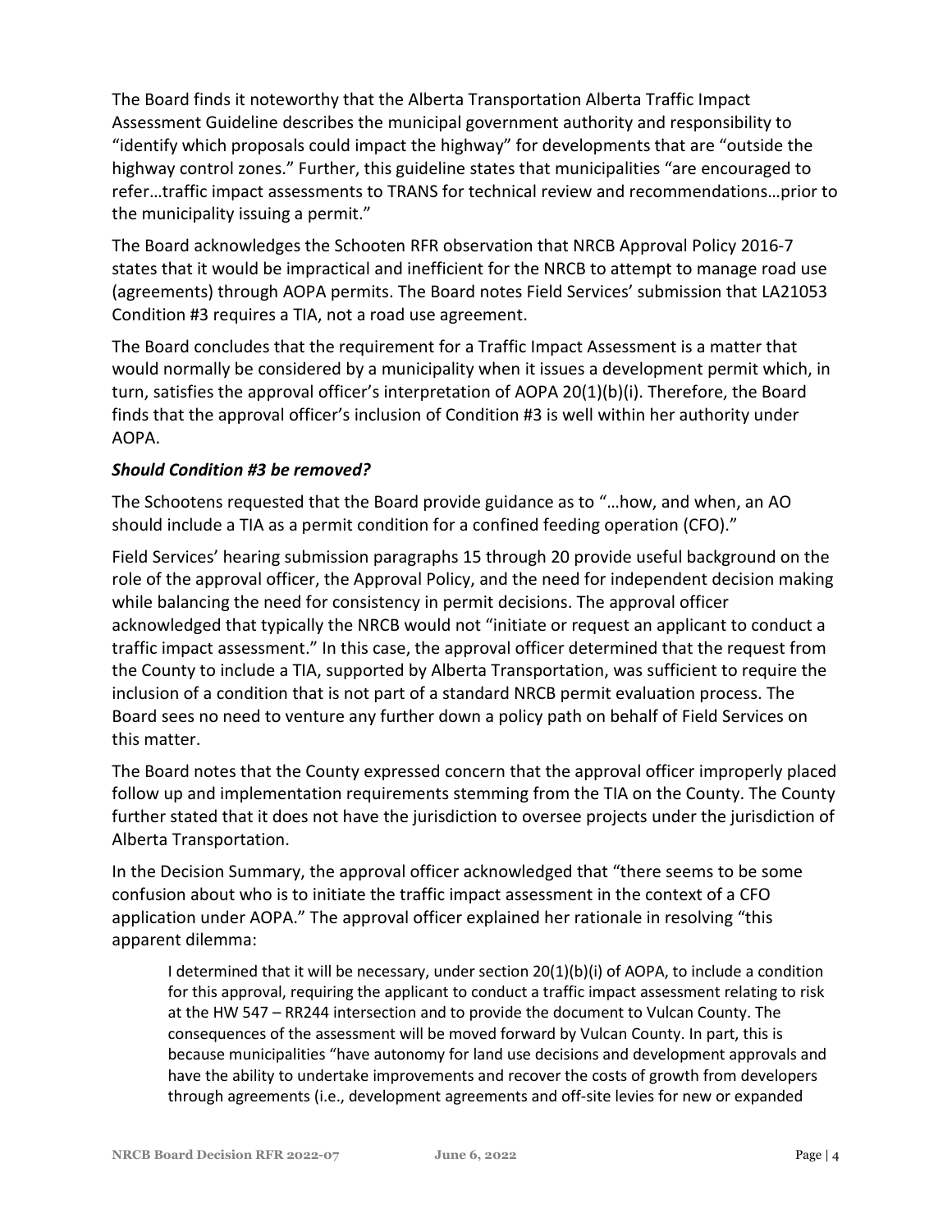The Board finds it noteworthy that the Alberta Transportation Alberta Traffic Impact Assessment Guideline describes the municipal government authority and responsibility to "identify which proposals could impact the highway" for developments that are "outside the highway control zones." Further, this guideline states that municipalities "are encouraged to refer…traffic impact assessments to TRANS for technical review and recommendations…prior to the municipality issuing a permit."

The Board acknowledges the Schooten RFR observation that NRCB Approval Policy 2016-7 states that it would be impractical and inefficient for the NRCB to attempt to manage road use (agreements) through AOPA permits. The Board notes Field Services' submission that LA21053 Condition #3 requires a TIA, not a road use agreement.

The Board concludes that the requirement for a Traffic Impact Assessment is a matter that would normally be considered by a municipality when it issues a development permit which, in turn, satisfies the approval officer's interpretation of AOPA 20(1)(b)(i). Therefore, the Board finds that the approval officer's inclusion of Condition #3 is well within her authority under AOPA.

***Should Condition #3 be removed?***

The Schootens requested that the Board provide guidance as to "…how, and when, an AO should include a TIA as a permit condition for a confined feeding operation (CFO)."

Field Services' hearing submission paragraphs 15 through 20 provide useful background on the role of the approval officer, the Approval Policy, and the need for independent decision making while balancing the need for consistency in permit decisions. The approval officer acknowledged that typically the NRCB would not "initiate or request an applicant to conduct a traffic impact assessment." In this case, the approval officer determined that the request from the County to include a TIA, supported by Alberta Transportation, was sufficient to require the inclusion of a condition that is not part of a standard NRCB permit evaluation process. The Board sees no need to venture any further down a policy path on behalf of Field Services on this matter.

The Board notes that the County expressed concern that the approval officer improperly placed follow up and implementation requirements stemming from the TIA on the County. The County further stated that it does not have the jurisdiction to oversee projects under the jurisdiction of Alberta Transportation.

In the Decision Summary, the approval officer acknowledged that "there seems to be some confusion about who is to initiate the traffic impact assessment in the context of a CFO application under AOPA." The approval officer explained her rationale in resolving "this apparent dilemma:

> I determined that it will be necessary, under section 20(1)(b)(i) of AOPA, to include a condition for this approval, requiring the applicant to conduct a traffic impact assessment relating to risk at the HW 547 – RR244 intersection and to provide the document to Vulcan County. The consequences of the assessment will be moved forward by Vulcan County. In part, this is because municipalities "have autonomy for land use decisions and development approvals and have the ability to undertake improvements and recover the costs of growth from developers through agreements (i.e., development agreements and off-site levies for new or expanded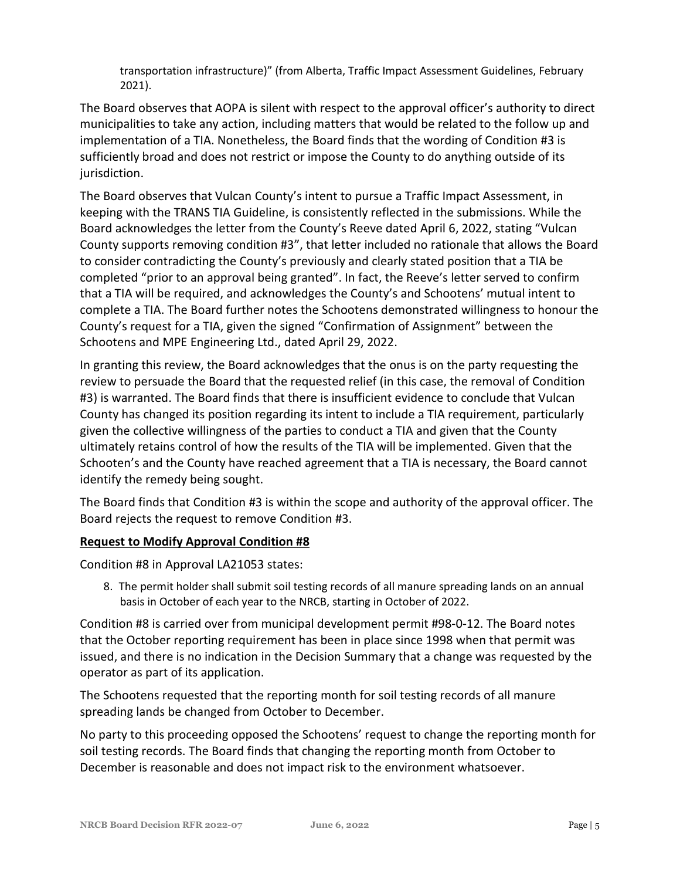transportation infrastructure)" (from Alberta, Traffic Impact Assessment Guidelines, February 2021).

The Board observes that AOPA is silent with respect to the approval officer's authority to direct municipalities to take any action, including matters that would be related to the follow up and implementation of a TIA. Nonetheless, the Board finds that the wording of Condition #3 is sufficiently broad and does not restrict or impose the County to do anything outside of its jurisdiction.

The Board observes that Vulcan County's intent to pursue a Traffic Impact Assessment, in keeping with the TRANS TIA Guideline, is consistently reflected in the submissions. While the Board acknowledges the letter from the County's Reeve dated April 6, 2022, stating "Vulcan County supports removing condition #3", that letter included no rationale that allows the Board to consider contradicting the County's previously and clearly stated position that a TIA be completed "prior to an approval being granted". In fact, the Reeve's letter served to confirm that a TIA will be required, and acknowledges the County's and Schootens' mutual intent to complete a TIA. The Board further notes the Schootens demonstrated willingness to honour the County's request for a TIA, given the signed "Confirmation of Assignment" between the Schootens and MPE Engineering Ltd., dated April 29, 2022.

In granting this review, the Board acknowledges that the onus is on the party requesting the review to persuade the Board that the requested relief (in this case, the removal of Condition #3) is warranted. The Board finds that there is insufficient evidence to conclude that Vulcan County has changed its position regarding its intent to include a TIA requirement, particularly given the collective willingness of the parties to conduct a TIA and given that the County ultimately retains control of how the results of the TIA will be implemented. Given that the Schooten's and the County have reached agreement that a TIA is necessary, the Board cannot identify the remedy being sought.

The Board finds that Condition #3 is within the scope and authority of the approval officer. The Board rejects the request to remove Condition #3.

**Request to Modify Approval Condition #8**

Condition #8 in Approval LA21053 states:

> 8. The permit holder shall submit soil testing records of all manure spreading lands on an annual basis in October of each year to the NRCB, starting in October of 2022.

Condition #8 is carried over from municipal development permit #98-0-12. The Board notes that the October reporting requirement has been in place since 1998 when that permit was issued, and there is no indication in the Decision Summary that a change was requested by the operator as part of its application.

The Schootens requested that the reporting month for soil testing records of all manure spreading lands be changed from October to December.

No party to this proceeding opposed the Schootens' request to change the reporting month for soil testing records. The Board finds that changing the reporting month from October to December is reasonable and does not impact risk to the environment whatsoever.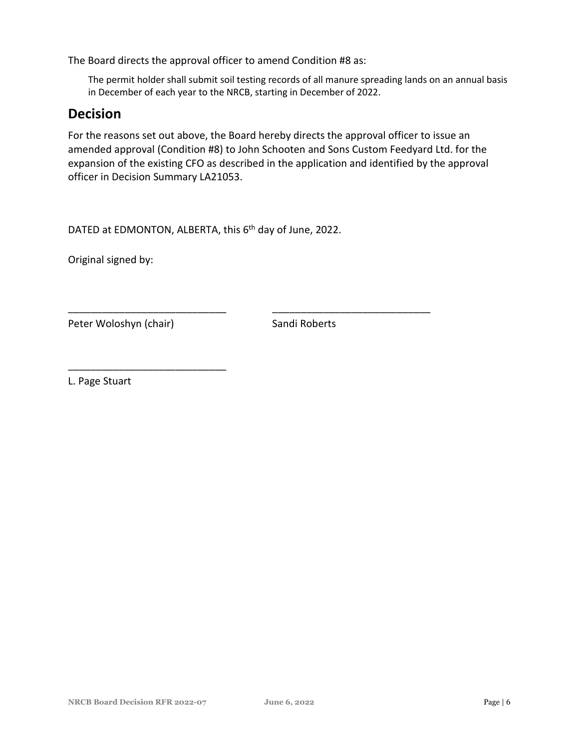The Board directs the approval officer to amend Condition #8 as:

> The permit holder shall submit soil testing records of all manure spreading lands on an annual basis in December of each year to the NRCB, starting in December of 2022.

## Decision

For the reasons set out above, the Board hereby directs the approval officer to issue an amended approval (Condition #8) to John Schooten and Sons Custom Feedyard Ltd. for the expansion of the existing CFO as described in the application and identified by the approval officer in Decision Summary LA21053.

DATED at EDMONTON, ALBERTA, this 6th day of June, 2022.

Original signed by:

\_\_\_\_\_\_\_\_\_\_\_\_\_\_\_\_\_\_\_\_\_\_\_\_\_\_\_\_
Peter Woloshyn (chair)

\_\_\_\_\_\_\_\_\_\_\_\_\_\_\_\_\_\_\_\_\_\_\_\_\_\_\_\_
Sandi Roberts

\_\_\_\_\_\_\_\_\_\_\_\_\_\_\_\_\_\_\_\_\_\_\_\_\_\_\_\_
L. Page Stuart